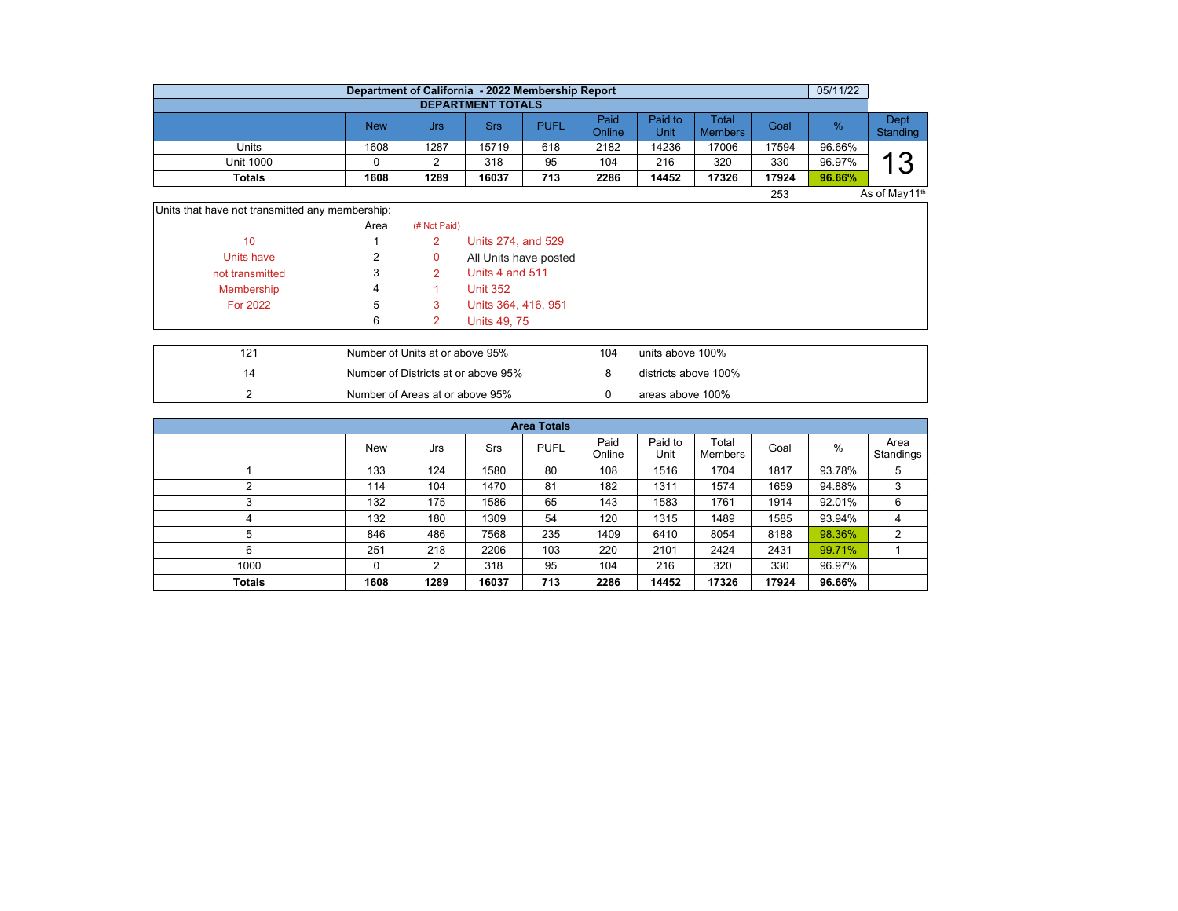# Department of California - 2022 Membership Report

05/11/22

## DEPARTMENT TOTALS

| | New | Jrs | Srs | PUFL | Paid Online | Paid to Unit | Total Members | Goal | % | Dept Standing |
|---|---|---|---|---|---|---|---|---|---|---|
| Units | 1608 | 1287 | 15719 | 618 | 2182 | 14236 | 17006 | 17594 | 96.66% | 13 |
| Unit 1000 | 0 | 2 | 318 | 95 | 104 | 216 | 320 | 330 | 96.97% | |
| **Totals** | **1608** | **1289** | **16037** | **713** | **2286** | **14452** | **17326** | **17924** | **96.66%** | |
| | | | | | | | | 253 | | As of May11th |

Units that have not transmitted any membership:

| | Area | (# Not Paid) | |
|---|---|---|---|
| 10 | 1 | 2 | Units 274, and 529 |
| Units have | 2 | 0 | All Units have posted |
| not transmitted | 3 | 2 | Units 4 and 511 |
| Membership | 4 | 1 | Unit 352 |
| For 2022 | 5 | 3 | Units 364, 416, 951 |
| | 6 | 2 | Units 49, 75 |

| | | | |
|---|---|---|---|
| 121 | Number of Units at or above 95% | 104 | units above 100% |
| 14 | Number of Districts at or above 95% | 8 | districts above 100% |
| 2 | Number of Areas at or above 95% | 0 | areas above 100% |

## Area Totals

| | New | Jrs | Srs | PUFL | Paid Online | Paid to Unit | Total Members | Goal | % | Area Standings |
|---|---|---|---|---|---|---|---|---|---|---|
| 1 | 133 | 124 | 1580 | 80 | 108 | 1516 | 1704 | 1817 | 93.78% | 5 |
| 2 | 114 | 104 | 1470 | 81 | 182 | 1311 | 1574 | 1659 | 94.88% | 3 |
| 3 | 132 | 175 | 1586 | 65 | 143 | 1583 | 1761 | 1914 | 92.01% | 6 |
| 4 | 132 | 180 | 1309 | 54 | 120 | 1315 | 1489 | 1585 | 93.94% | 4 |
| 5 | 846 | 486 | 7568 | 235 | 1409 | 6410 | 8054 | 8188 | 98.36% | 2 |
| 6 | 251 | 218 | 2206 | 103 | 220 | 2101 | 2424 | 2431 | 99.71% | 1 |
| 1000 | 0 | 2 | 318 | 95 | 104 | 216 | 320 | 330 | 96.97% | |
| **Totals** | **1608** | **1289** | **16037** | **713** | **2286** | **14452** | **17326** | **17924** | **96.66%** | |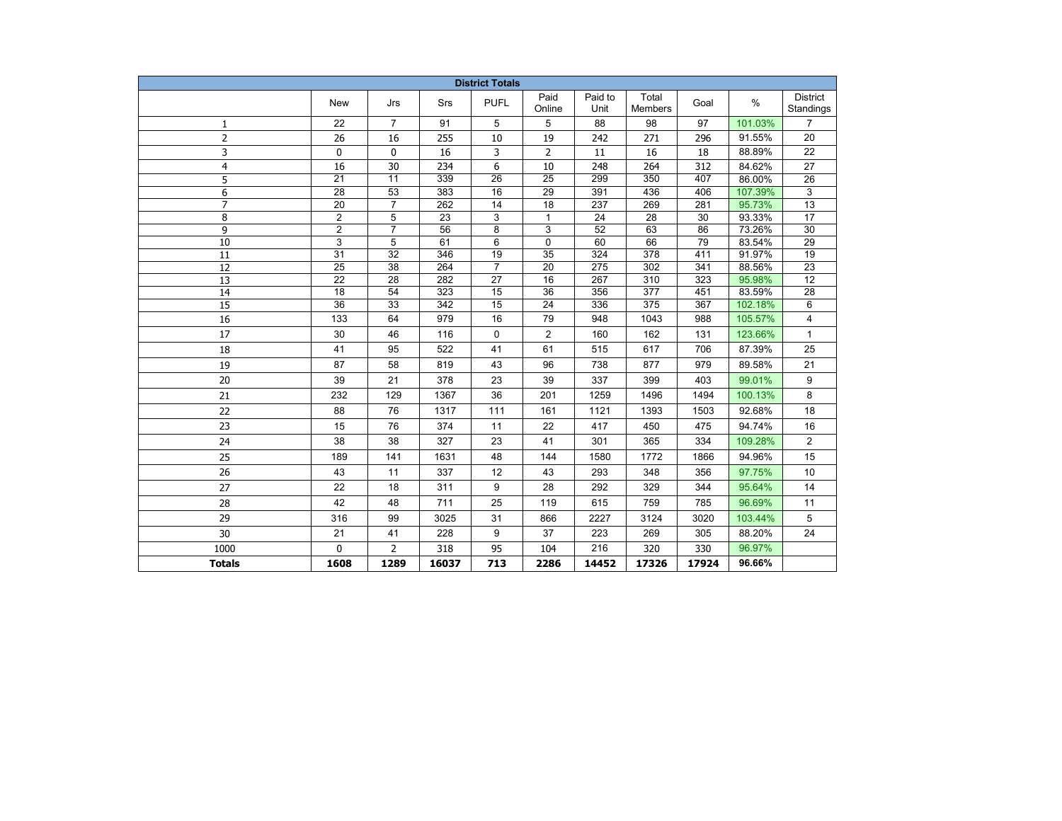| District Totals | | | | | | | | | | |
|---|---|---|---|---|---|---|---|---|---|---|
| | New | Jrs | Srs | PUFL | Paid Online | Paid to Unit | Total Members | Goal | % | District Standings |
| 1 | 22 | 7 | 91 | 5 | 5 | 88 | 98 | 97 | 101.03% | 7 |
| 2 | 26 | 16 | 255 | 10 | 19 | 242 | 271 | 296 | 91.55% | 20 |
| 3 | 0 | 0 | 16 | 3 | 2 | 11 | 16 | 18 | 88.89% | 22 |
| 4 | 16 | 30 | 234 | 6 | 10 | 248 | 264 | 312 | 84.62% | 27 |
| 5 | 21 | 11 | 339 | 26 | 25 | 299 | 350 | 407 | 86.00% | 26 |
| 6 | 28 | 53 | 383 | 16 | 29 | 391 | 436 | 406 | 107.39% | 3 |
| 7 | 20 | 7 | 262 | 14 | 18 | 237 | 269 | 281 | 95.73% | 13 |
| 8 | 2 | 5 | 23 | 3 | 1 | 24 | 28 | 30 | 93.33% | 17 |
| 9 | 2 | 7 | 56 | 8 | 3 | 52 | 63 | 86 | 73.26% | 30 |
| 10 | 3 | 5 | 61 | 6 | 0 | 60 | 66 | 79 | 83.54% | 29 |
| 11 | 31 | 32 | 346 | 19 | 35 | 324 | 378 | 411 | 91.97% | 19 |
| 12 | 25 | 38 | 264 | 7 | 20 | 275 | 302 | 341 | 88.56% | 23 |
| 13 | 22 | 28 | 282 | 27 | 16 | 267 | 310 | 323 | 95.98% | 12 |
| 14 | 18 | 54 | 323 | 15 | 36 | 356 | 377 | 451 | 83.59% | 28 |
| 15 | 36 | 33 | 342 | 15 | 24 | 336 | 375 | 367 | 102.18% | 6 |
| 16 | 133 | 64 | 979 | 16 | 79 | 948 | 1043 | 988 | 105.57% | 4 |
| 17 | 30 | 46 | 116 | 0 | 2 | 160 | 162 | 131 | 123.66% | 1 |
| 18 | 41 | 95 | 522 | 41 | 61 | 515 | 617 | 706 | 87.39% | 25 |
| 19 | 87 | 58 | 819 | 43 | 96 | 738 | 877 | 979 | 89.58% | 21 |
| 20 | 39 | 21 | 378 | 23 | 39 | 337 | 399 | 403 | 99.01% | 9 |
| 21 | 232 | 129 | 1367 | 36 | 201 | 1259 | 1496 | 1494 | 100.13% | 8 |
| 22 | 88 | 76 | 1317 | 111 | 161 | 1121 | 1393 | 1503 | 92.68% | 18 |
| 23 | 15 | 76 | 374 | 11 | 22 | 417 | 450 | 475 | 94.74% | 16 |
| 24 | 38 | 38 | 327 | 23 | 41 | 301 | 365 | 334 | 109.28% | 2 |
| 25 | 189 | 141 | 1631 | 48 | 144 | 1580 | 1772 | 1866 | 94.96% | 15 |
| 26 | 43 | 11 | 337 | 12 | 43 | 293 | 348 | 356 | 97.75% | 10 |
| 27 | 22 | 18 | 311 | 9 | 28 | 292 | 329 | 344 | 95.64% | 14 |
| 28 | 42 | 48 | 711 | 25 | 119 | 615 | 759 | 785 | 96.69% | 11 |
| 29 | 316 | 99 | 3025 | 31 | 866 | 2227 | 3124 | 3020 | 103.44% | 5 |
| 30 | 21 | 41 | 228 | 9 | 37 | 223 | 269 | 305 | 88.20% | 24 |
| 1000 | 0 | 2 | 318 | 95 | 104 | 216 | 320 | 330 | 96.97% | |
| **Totals** | **1608** | **1289** | **16037** | **713** | **2286** | **14452** | **17326** | **17924** | **96.66%** | |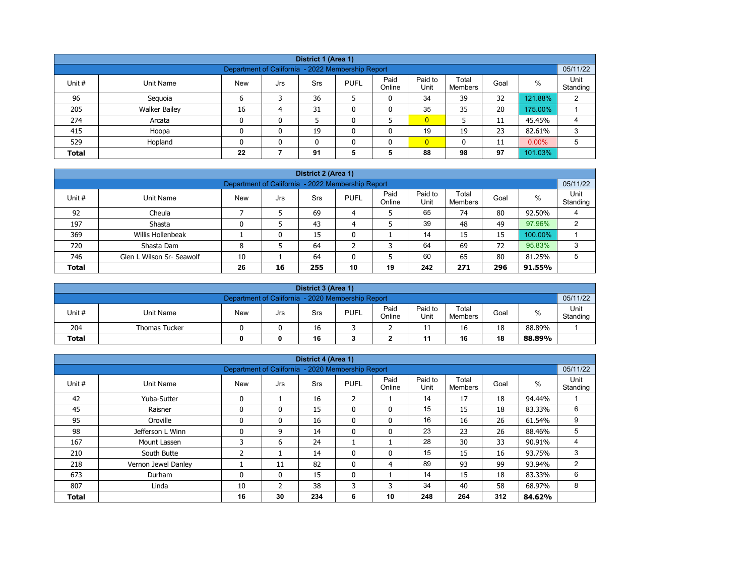| District 1 (Area 1) | | | | | | | | | | | |
|---|---|---|---|---|---|---|---|---|---|---|---|
| Department of California - 2022 Membership Report | | | | | | | | | | | 05/11/22 |
| Unit # | Unit Name | New | Jrs | Srs | PUFL | Paid Online | Paid to Unit | Total Members | Goal | % | Unit Standing |
| 96 | Sequoia | 6 | 3 | 36 | 5 | 0 | 34 | 39 | 32 | 121.88% | 2 |
| 205 | Walker Bailey | 16 | 4 | 31 | 0 | 0 | 35 | 35 | 20 | 175.00% | 1 |
| 274 | Arcata | 0 | 0 | 5 | 0 | 5 | 0 | 5 | 11 | 45.45% | 4 |
| 415 | Hoopa | 0 | 0 | 19 | 0 | 0 | 19 | 19 | 23 | 82.61% | 3 |
| 529 | Hopland | 0 | 0 | 0 | 0 | 0 | 0 | 0 | 11 | 0.00% | 5 |
| **Total** | | **22** | **7** | **91** | **5** | **5** | **88** | **98** | **97** | 101.03% | |

| District 2 (Area 1) | | | | | | | | | | | |
|---|---|---|---|---|---|---|---|---|---|---|---|
| Department of California - 2022 Membership Report | | | | | | | | | | | 05/11/22 |
| Unit # | Unit Name | New | Jrs | Srs | PUFL | Paid Online | Paid to Unit | Total Members | Goal | % | Unit Standing |
| 92 | Cheula | 7 | 5 | 69 | 4 | 5 | 65 | 74 | 80 | 92.50% | 4 |
| 197 | Shasta | 0 | 5 | 43 | 4 | 5 | 39 | 48 | 49 | 97.96% | 2 |
| 369 | Willis Hollenbeak | 1 | 0 | 15 | 0 | 1 | 14 | 15 | 15 | 100.00% | 1 |
| 720 | Shasta Dam | 8 | 5 | 64 | 2 | 3 | 64 | 69 | 72 | 95.83% | 3 |
| 746 | Glen L Wilson Sr- Seawolf | 10 | 1 | 64 | 0 | 5 | 60 | 65 | 80 | 81.25% | 5 |
| **Total** | | **26** | **16** | **255** | **10** | **19** | **242** | **271** | **296** | **91.55%** | |

| District 3 (Area 1) | | | | | | | | | | | |
|---|---|---|---|---|---|---|---|---|---|---|---|
| Department of California - 2020 Membership Report | | | | | | | | | | | 05/11/22 |
| Unit # | Unit Name | New | Jrs | Srs | PUFL | Paid Online | Paid to Unit | Total Members | Goal | % | Unit Standing |
| 204 | Thomas Tucker | 0 | 0 | 16 | 3 | 2 | 11 | 16 | 18 | 88.89% | 1 |
| **Total** | | **0** | **0** | **16** | **3** | **2** | **11** | **16** | **18** | **88.89%** | |

| District 4 (Area 1) | | | | | | | | | | | |
|---|---|---|---|---|---|---|---|---|---|---|---|
| Department of California - 2020 Membership Report | | | | | | | | | | | 05/11/22 |
| Unit # | Unit Name | New | Jrs | Srs | PUFL | Paid Online | Paid to Unit | Total Members | Goal | % | Unit Standing |
| 42 | Yuba-Sutter | 0 | 1 | 16 | 2 | 1 | 14 | 17 | 18 | 94.44% | 1 |
| 45 | Raisner | 0 | 0 | 15 | 0 | 0 | 15 | 15 | 18 | 83.33% | 6 |
| 95 | Oroville | 0 | 0 | 16 | 0 | 0 | 16 | 16 | 26 | 61.54% | 9 |
| 98 | Jefferson L Winn | 0 | 9 | 14 | 0 | 0 | 23 | 23 | 26 | 88.46% | 5 |
| 167 | Mount Lassen | 3 | 6 | 24 | 1 | 1 | 28 | 30 | 33 | 90.91% | 4 |
| 210 | South Butte | 2 | 1 | 14 | 0 | 0 | 15 | 15 | 16 | 93.75% | 3 |
| 218 | Vernon Jewel Danley | 1 | 11 | 82 | 0 | 4 | 89 | 93 | 99 | 93.94% | 2 |
| 673 | Durham | 0 | 0 | 15 | 0 | 1 | 14 | 15 | 18 | 83.33% | 6 |
| 807 | Linda | 10 | 2 | 38 | 3 | 3 | 34 | 40 | 58 | 68.97% | 8 |
| **Total** | | **16** | **30** | **234** | **6** | **10** | **248** | **264** | **312** | **84.62%** | |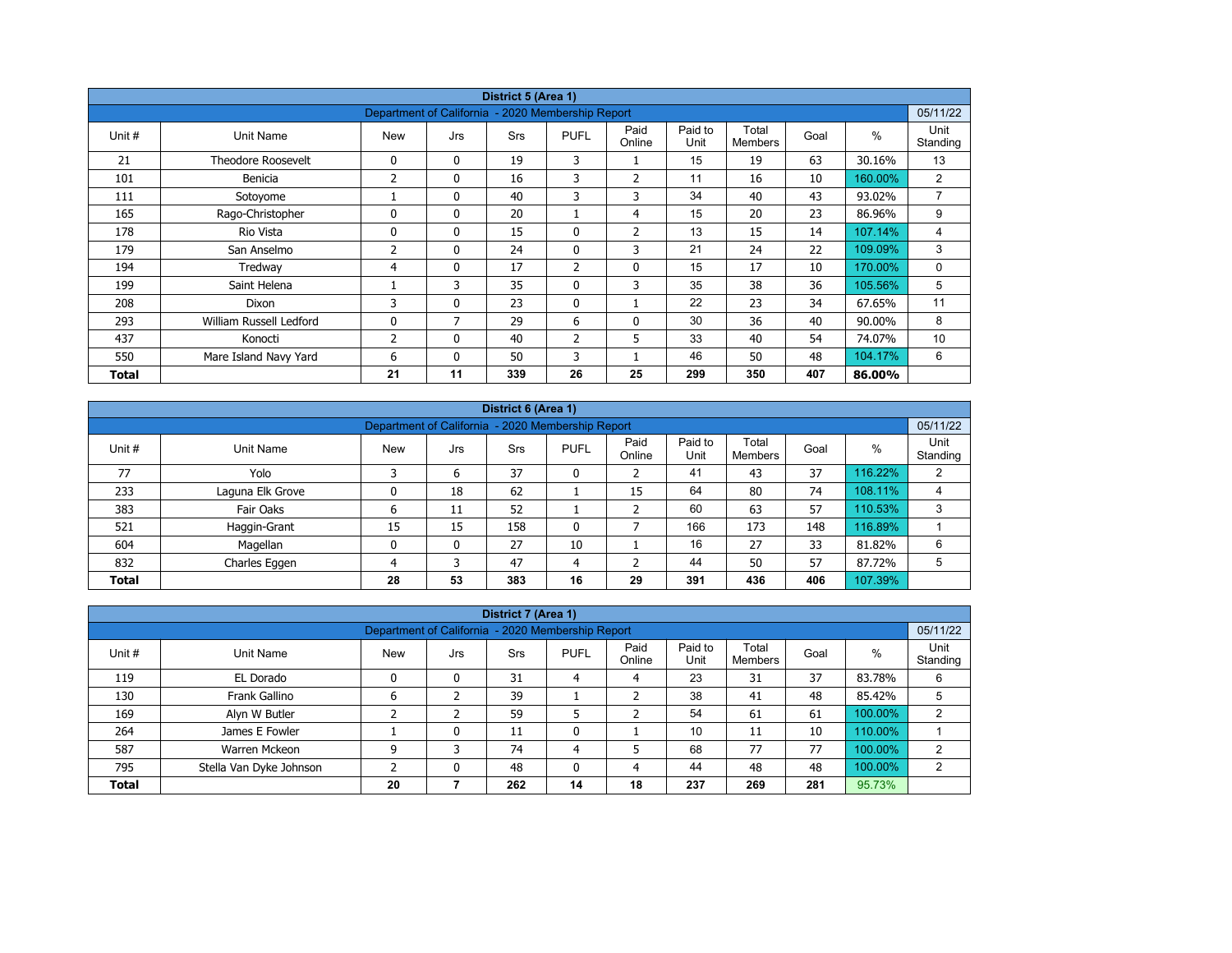| District 5 (Area 1) | | | | | | | | | | |
|---|---|---|---|---|---|---|---|---|---|---|
| Department of California - 2020 Membership Report | | | | | | | | | | 05/11/22 |
| Unit # | Unit Name | New | Jrs | Srs | PUFL | Paid Online | Paid to Unit | Total Members | Goal | % | Unit Standing |
| 21 | Theodore Roosevelt | 0 | 0 | 19 | 3 | 1 | 15 | 19 | 63 | 30.16% | 13 |
| 101 | Benicia | 2 | 0 | 16 | 3 | 2 | 11 | 16 | 10 | 160.00% | 2 |
| 111 | Sotoyome | 1 | 0 | 40 | 3 | 3 | 34 | 40 | 43 | 93.02% | 7 |
| 165 | Rago-Christopher | 0 | 0 | 20 | 1 | 4 | 15 | 20 | 23 | 86.96% | 9 |
| 178 | Rio Vista | 0 | 0 | 15 | 0 | 2 | 13 | 15 | 14 | 107.14% | 4 |
| 179 | San Anselmo | 2 | 0 | 24 | 0 | 3 | 21 | 24 | 22 | 109.09% | 3 |
| 194 | Tredway | 4 | 0 | 17 | 2 | 0 | 15 | 17 | 10 | 170.00% | 0 |
| 199 | Saint Helena | 1 | 3 | 35 | 0 | 3 | 35 | 38 | 36 | 105.56% | 5 |
| 208 | Dixon | 3 | 0 | 23 | 0 | 1 | 22 | 23 | 34 | 67.65% | 11 |
| 293 | William Russell Ledford | 0 | 7 | 29 | 6 | 0 | 30 | 36 | 40 | 90.00% | 8 |
| 437 | Konocti | 2 | 0 | 40 | 2 | 5 | 33 | 40 | 54 | 74.07% | 10 |
| 550 | Mare Island Navy Yard | 6 | 0 | 50 | 3 | 1 | 46 | 50 | 48 | 104.17% | 6 |
| **Total** | | **21** | **11** | **339** | **26** | **25** | **299** | **350** | **407** | **86.00%** | |

| District 6 (Area 1) | | | | | | | | | | | |
|---|---|---|---|---|---|---|---|---|---|---|---|
| Department of California - 2020 Membership Report | | | | | | | | | | | 05/11/22 |
| Unit # | Unit Name | New | Jrs | Srs | PUFL | Paid Online | Paid to Unit | Total Members | Goal | % | Unit Standing |
| 77 | Yolo | 3 | 6 | 37 | 0 | 2 | 41 | 43 | 37 | 116.22% | 2 |
| 233 | Laguna Elk Grove | 0 | 18 | 62 | 1 | 15 | 64 | 80 | 74 | 108.11% | 4 |
| 383 | Fair Oaks | 6 | 11 | 52 | 1 | 2 | 60 | 63 | 57 | 110.53% | 3 |
| 521 | Haggin-Grant | 15 | 15 | 158 | 0 | 7 | 166 | 173 | 148 | 116.89% | 1 |
| 604 | Magellan | 0 | 0 | 27 | 10 | 1 | 16 | 27 | 33 | 81.82% | 6 |
| 832 | Charles Eggen | 4 | 3 | 47 | 4 | 2 | 44 | 50 | 57 | 87.72% | 5 |
| **Total** | | **28** | **53** | **383** | **16** | **29** | **391** | **436** | **406** | 107.39% | |

| District 7 (Area 1) | | | | | | | | | | | |
|---|---|---|---|---|---|---|---|---|---|---|---|
| Department of California - 2020 Membership Report | | | | | | | | | | | 05/11/22 |
| Unit # | Unit Name | New | Jrs | Srs | PUFL | Paid Online | Paid to Unit | Total Members | Goal | % | Unit Standing |
| 119 | EL Dorado | 0 | 0 | 31 | 4 | 4 | 23 | 31 | 37 | 83.78% | 6 |
| 130 | Frank Gallino | 6 | 2 | 39 | 1 | 2 | 38 | 41 | 48 | 85.42% | 5 |
| 169 | Alyn W Butler | 2 | 2 | 59 | 5 | 2 | 54 | 61 | 61 | 100.00% | 2 |
| 264 | James E Fowler | 1 | 0 | 11 | 0 | 1 | 10 | 11 | 10 | 110.00% | 1 |
| 587 | Warren Mckeon | 9 | 3 | 74 | 4 | 5 | 68 | 77 | 77 | 100.00% | 2 |
| 795 | Stella Van Dyke Johnson | 2 | 0 | 48 | 0 | 4 | 44 | 48 | 48 | 100.00% | 2 |
| **Total** | | **20** | **7** | **262** | **14** | **18** | **237** | **269** | **281** | 95.73% | |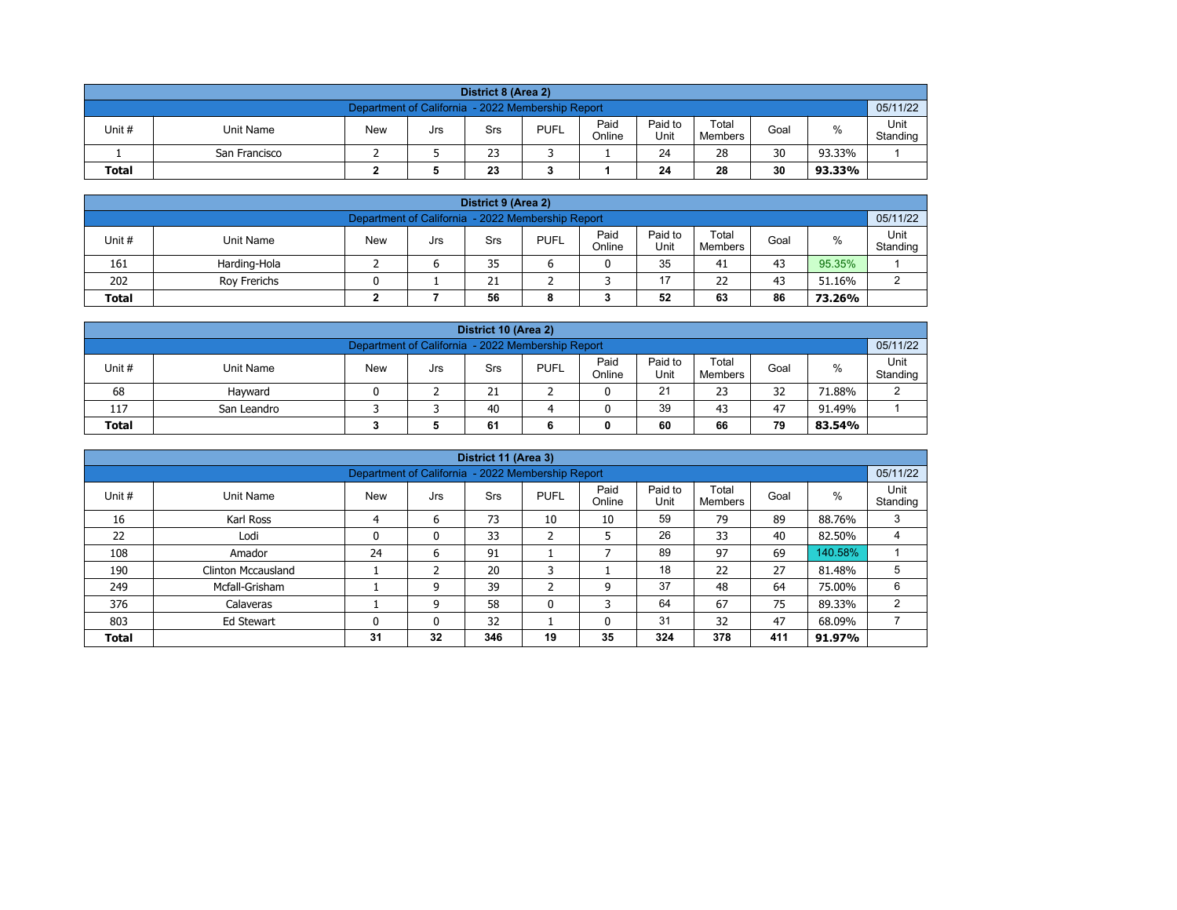| District 8 (Area 2) | | | | | | | | | | |
|---|---|---|---|---|---|---|---|---|---|---|
| Department of California - 2022 Membership Report | | | | | | | | | | 05/11/22 |
| Unit # | Unit Name | New | Jrs | Srs | PUFL | Paid Online | Paid to Unit | Total Members | Goal | % | Unit Standing |
| 1 | San Francisco | 2 | 5 | 23 | 3 | 1 | 24 | 28 | 30 | 93.33% | 1 |
| **Total** | | **2** | **5** | **23** | **3** | **1** | **24** | **28** | **30** | **93.33%** | |

| District 9 (Area 2) | | | | | | | | | | | |
|---|---|---|---|---|---|---|---|---|---|---|---|
| Department of California - 2022 Membership Report | | | | | | | | | | | 05/11/22 |
| Unit # | Unit Name | New | Jrs | Srs | PUFL | Paid Online | Paid to Unit | Total Members | Goal | % | Unit Standing |
| 161 | Harding-Hola | 2 | 6 | 35 | 6 | 0 | 35 | 41 | 43 | 95.35% | 1 |
| 202 | Roy Frerichs | 0 | 1 | 21 | 2 | 3 | 17 | 22 | 43 | 51.16% | 2 |
| **Total** | | **2** | **7** | **56** | **8** | **3** | **52** | **63** | **86** | **73.26%** | |

| District 10 (Area 2) | | | | | | | | | | | |
|---|---|---|---|---|---|---|---|---|---|---|---|
| Department of California - 2022 Membership Report | | | | | | | | | | | 05/11/22 |
| Unit # | Unit Name | New | Jrs | Srs | PUFL | Paid Online | Paid to Unit | Total Members | Goal | % | Unit Standing |
| 68 | Hayward | 0 | 2 | 21 | 2 | 0 | 21 | 23 | 32 | 71.88% | 2 |
| 117 | San Leandro | 3 | 3 | 40 | 4 | 0 | 39 | 43 | 47 | 91.49% | 1 |
| **Total** | | **3** | **5** | **61** | **6** | **0** | **60** | **66** | **79** | **83.54%** | |

| District 11 (Area 3) | | | | | | | | | | | |
|---|---|---|---|---|---|---|---|---|---|---|---|
| Department of California - 2022 Membership Report | | | | | | | | | | | 05/11/22 |
| Unit # | Unit Name | New | Jrs | Srs | PUFL | Paid Online | Paid to Unit | Total Members | Goal | % | Unit Standing |
| 16 | Karl Ross | 4 | 6 | 73 | 10 | 10 | 59 | 79 | 89 | 88.76% | 3 |
| 22 | Lodi | 0 | 0 | 33 | 2 | 5 | 26 | 33 | 40 | 82.50% | 4 |
| 108 | Amador | 24 | 6 | 91 | 1 | 7 | 89 | 97 | 69 | 140.58% | 1 |
| 190 | Clinton Mccausland | 1 | 2 | 20 | 3 | 1 | 18 | 22 | 27 | 81.48% | 5 |
| 249 | Mcfall-Grisham | 1 | 9 | 39 | 2 | 9 | 37 | 48 | 64 | 75.00% | 6 |
| 376 | Calaveras | 1 | 9 | 58 | 0 | 3 | 64 | 67 | 75 | 89.33% | 2 |
| 803 | Ed Stewart | 0 | 0 | 32 | 1 | 0 | 31 | 32 | 47 | 68.09% | 7 |
| **Total** | | **31** | **32** | **346** | **19** | **35** | **324** | **378** | **411** | **91.97%** | |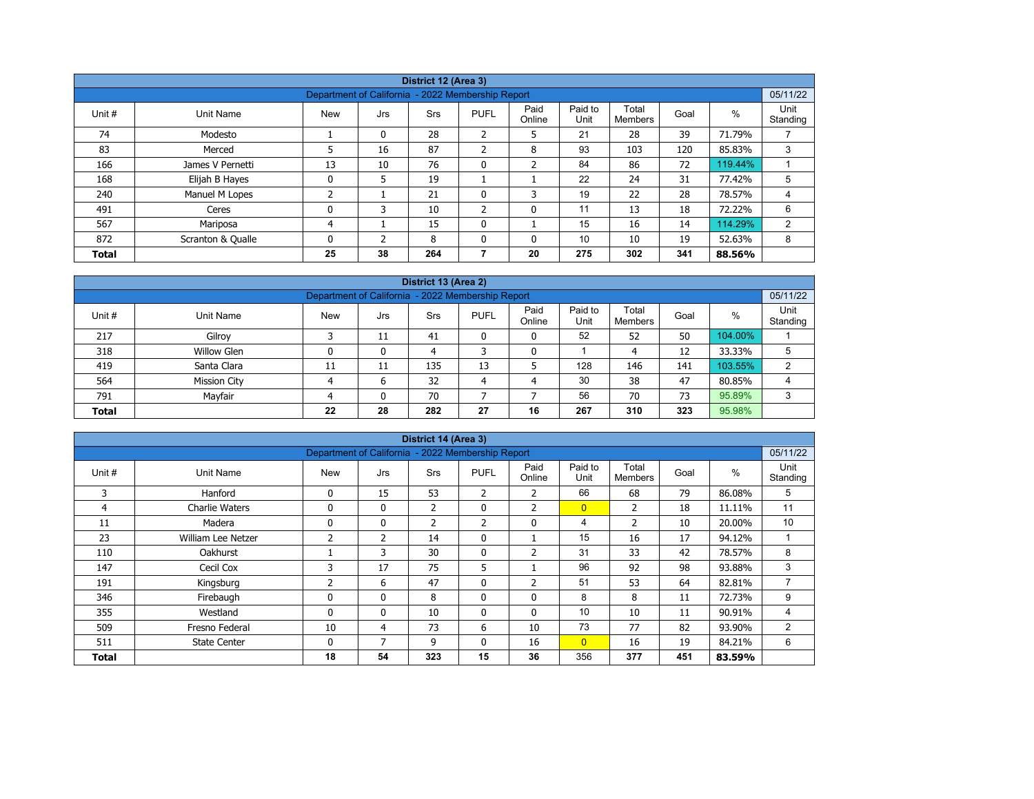| District 12 (Area 3) | | | | | | | | | | |
|---|---|---|---|---|---|---|---|---|---|---|
| Department of California - 2022 Membership Report | | | | | | | | | | 05/11/22 |
| Unit # | Unit Name | New | Jrs | Srs | PUFL | Paid Online | Paid to Unit | Total Members | Goal | % | Unit Standing |
| 74 | Modesto | 1 | 0 | 28 | 2 | 5 | 21 | 28 | 39 | 71.79% | 7 |
| 83 | Merced | 5 | 16 | 87 | 2 | 8 | 93 | 103 | 120 | 85.83% | 3 |
| 166 | James V Pernetti | 13 | 10 | 76 | 0 | 2 | 84 | 86 | 72 | 119.44% | 1 |
| 168 | Elijah B Hayes | 0 | 5 | 19 | 1 | 1 | 22 | 24 | 31 | 77.42% | 5 |
| 240 | Manuel M Lopes | 2 | 1 | 21 | 0 | 3 | 19 | 22 | 28 | 78.57% | 4 |
| 491 | Ceres | 0 | 3 | 10 | 2 | 0 | 11 | 13 | 18 | 72.22% | 6 |
| 567 | Mariposa | 4 | 1 | 15 | 0 | 1 | 15 | 16 | 14 | 114.29% | 2 |
| 872 | Scranton & Qualle | 0 | 2 | 8 | 0 | 0 | 10 | 10 | 19 | 52.63% | 8 |
| **Total** | | **25** | **38** | **264** | **7** | **20** | **275** | **302** | **341** | **88.56%** | |

| District 13 (Area 2) | | | | | | | | | | | |
|---|---|---|---|---|---|---|---|---|---|---|---|
| Department of California - 2022 Membership Report | | | | | | | | | | | 05/11/22 |
| Unit # | Unit Name | New | Jrs | Srs | PUFL | Paid Online | Paid to Unit | Total Members | Goal | % | Unit Standing |
| 217 | Gilroy | 3 | 11 | 41 | 0 | 0 | 52 | 52 | 50 | 104.00% | 1 |
| 318 | Willow Glen | 0 | 0 | 4 | 3 | 0 | 1 | 4 | 12 | 33.33% | 5 |
| 419 | Santa Clara | 11 | 11 | 135 | 13 | 5 | 128 | 146 | 141 | 103.55% | 2 |
| 564 | Mission City | 4 | 6 | 32 | 4 | 4 | 30 | 38 | 47 | 80.85% | 4 |
| 791 | Mayfair | 4 | 0 | 70 | 7 | 7 | 56 | 70 | 73 | 95.89% | 3 |
| **Total** | | **22** | **28** | **282** | **27** | **16** | **267** | **310** | **323** | 95.98% | |

| District 14 (Area 3) | | | | | | | | | | | |
|---|---|---|---|---|---|---|---|---|---|---|---|
| Department of California - 2022 Membership Report | | | | | | | | | | | 05/11/22 |
| Unit # | Unit Name | New | Jrs | Srs | PUFL | Paid Online | Paid to Unit | Total Members | Goal | % | Unit Standing |
| 3 | Hanford | 0 | 15 | 53 | 2 | 2 | 66 | 68 | 79 | 86.08% | 5 |
| 4 | Charlie Waters | 0 | 0 | 2 | 0 | 2 | 0 | 2 | 18 | 11.11% | 11 |
| 11 | Madera | 0 | 0 | 2 | 2 | 0 | 4 | 2 | 10 | 20.00% | 10 |
| 23 | William Lee Netzer | 2 | 2 | 14 | 0 | 1 | 15 | 16 | 17 | 94.12% | 1 |
| 110 | Oakhurst | 1 | 3 | 30 | 0 | 2 | 31 | 33 | 42 | 78.57% | 8 |
| 147 | Cecil Cox | 3 | 17 | 75 | 5 | 1 | 96 | 92 | 98 | 93.88% | 3 |
| 191 | Kingsburg | 2 | 6 | 47 | 0 | 2 | 51 | 53 | 64 | 82.81% | 7 |
| 346 | Firebaugh | 0 | 0 | 8 | 0 | 0 | 8 | 8 | 11 | 72.73% | 9 |
| 355 | Westland | 0 | 0 | 10 | 0 | 0 | 10 | 10 | 11 | 90.91% | 4 |
| 509 | Fresno Federal | 10 | 4 | 73 | 6 | 10 | 73 | 77 | 82 | 93.90% | 2 |
| 511 | State Center | 0 | 7 | 9 | 0 | 16 | 0 | 16 | 19 | 84.21% | 6 |
| **Total** | | **18** | **54** | **323** | **15** | **36** | 356 | **377** | **451** | **83.59%** | |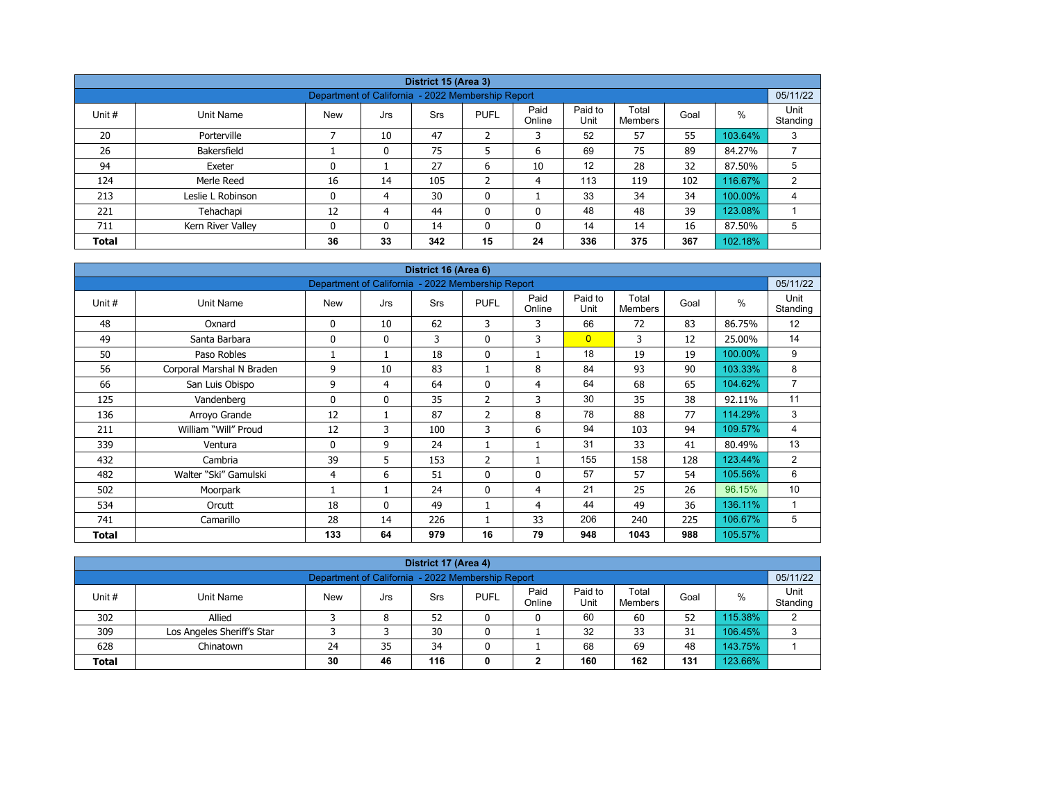| District 15 (Area 3) | | | | | | | | | | |
|---|---|---|---|---|---|---|---|---|---|---|
| Department of California - 2022 Membership Report | | | | | | | | | | 05/11/22 |
| Unit # | Unit Name | New | Jrs | Srs | PUFL | Paid Online | Paid to Unit | Total Members | Goal | % | Unit Standing |
| 20 | Porterville | 7 | 10 | 47 | 2 | 3 | 52 | 57 | 55 | 103.64% | 3 |
| 26 | Bakersfield | 1 | 0 | 75 | 5 | 6 | 69 | 75 | 89 | 84.27% | 7 |
| 94 | Exeter | 0 | 1 | 27 | 6 | 10 | 12 | 28 | 32 | 87.50% | 5 |
| 124 | Merle Reed | 16 | 14 | 105 | 2 | 4 | 113 | 119 | 102 | 116.67% | 2 |
| 213 | Leslie L Robinson | 0 | 4 | 30 | 0 | 1 | 33 | 34 | 34 | 100.00% | 4 |
| 221 | Tehachapi | 12 | 4 | 44 | 0 | 0 | 48 | 48 | 39 | 123.08% | 1 |
| 711 | Kern River Valley | 0 | 0 | 14 | 0 | 0 | 14 | 14 | 16 | 87.50% | 5 |
| **Total** | | **36** | **33** | **342** | **15** | **24** | **336** | **375** | **367** | 102.18% | |

| District 16 (Area 6) | | | | | | | | | | | |
|---|---|---|---|---|---|---|---|---|---|---|---|
| Department of California - 2022 Membership Report | | | | | | | | | | | 05/11/22 |
| Unit # | Unit Name | New | Jrs | Srs | PUFL | Paid Online | Paid to Unit | Total Members | Goal | % | Unit Standing |
| 48 | Oxnard | 0 | 10 | 62 | 3 | 3 | 66 | 72 | 83 | 86.75% | 12 |
| 49 | Santa Barbara | 0 | 0 | 3 | 0 | 3 | 0 | 3 | 12 | 25.00% | 14 |
| 50 | Paso Robles | 1 | 1 | 18 | 0 | 1 | 18 | 19 | 19 | 100.00% | 9 |
| 56 | Corporal Marshal N Braden | 9 | 10 | 83 | 1 | 8 | 84 | 93 | 90 | 103.33% | 8 |
| 66 | San Luis Obispo | 9 | 4 | 64 | 0 | 4 | 64 | 68 | 65 | 104.62% | 7 |
| 125 | Vandenberg | 0 | 0 | 35 | 2 | 3 | 30 | 35 | 38 | 92.11% | 11 |
| 136 | Arroyo Grande | 12 | 1 | 87 | 2 | 8 | 78 | 88 | 77 | 114.29% | 3 |
| 211 | William “Will” Proud | 12 | 3 | 100 | 3 | 6 | 94 | 103 | 94 | 109.57% | 4 |
| 339 | Ventura | 0 | 9 | 24 | 1 | 1 | 31 | 33 | 41 | 80.49% | 13 |
| 432 | Cambria | 39 | 5 | 153 | 2 | 1 | 155 | 158 | 128 | 123.44% | 2 |
| 482 | Walter “Ski” Gamulski | 4 | 6 | 51 | 0 | 0 | 57 | 57 | 54 | 105.56% | 6 |
| 502 | Moorpark | 1 | 1 | 24 | 0 | 4 | 21 | 25 | 26 | 96.15% | 10 |
| 534 | Orcutt | 18 | 0 | 49 | 1 | 4 | 44 | 49 | 36 | 136.11% | 1 |
| 741 | Camarillo | 28 | 14 | 226 | 1 | 33 | 206 | 240 | 225 | 106.67% | 5 |
| **Total** | | **133** | **64** | **979** | **16** | **79** | **948** | **1043** | **988** | 105.57% | |

| District 17 (Area 4) | | | | | | | | | | | |
|---|---|---|---|---|---|---|---|---|---|---|---|
| Department of California - 2022 Membership Report | | | | | | | | | | | 05/11/22 |
| Unit # | Unit Name | New | Jrs | Srs | PUFL | Paid Online | Paid to Unit | Total Members | Goal | % | Unit Standing |
| 302 | Allied | 3 | 8 | 52 | 0 | 0 | 60 | 60 | 52 | 115.38% | 2 |
| 309 | Los Angeles Sheriff's Star | 3 | 3 | 30 | 0 | 1 | 32 | 33 | 31 | 106.45% | 3 |
| 628 | Chinatown | 24 | 35 | 34 | 0 | 1 | 68 | 69 | 48 | 143.75% | 1 |
| **Total** | | **30** | **46** | **116** | **0** | **2** | **160** | **162** | **131** | 123.66% | |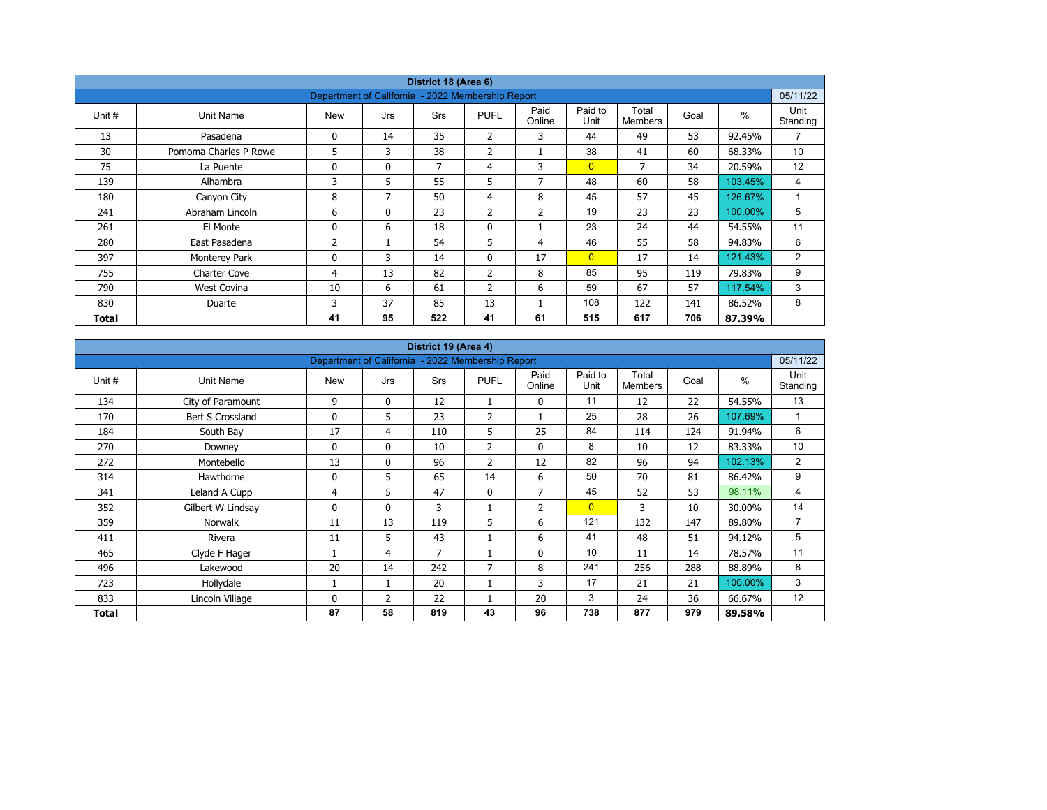| District 18 (Area 6) | | | | | | | | | | | |
|---|---|---|---|---|---|---|---|---|---|---|---|
| Department of California - 2022 Membership Report | | | | | | | | | | | 05/11/22 |
| Unit # | Unit Name | New | Jrs | Srs | PUFL | Paid Online | Paid to Unit | Total Members | Goal | % | Unit Standing |
| 13 | Pasadena | 0 | 14 | 35 | 2 | 3 | 44 | 49 | 53 | 92.45% | 7 |
| 30 | Pomona Charles P Rowe | 5 | 3 | 38 | 2 | 1 | 38 | 41 | 60 | 68.33% | 10 |
| 75 | La Puente | 0 | 0 | 7 | 4 | 3 | 0 | 7 | 34 | 20.59% | 12 |
| 139 | Alhambra | 3 | 5 | 55 | 5 | 7 | 48 | 60 | 58 | 103.45% | 4 |
| 180 | Canyon City | 8 | 7 | 50 | 4 | 8 | 45 | 57 | 45 | 126.67% | 1 |
| 241 | Abraham Lincoln | 6 | 0 | 23 | 2 | 2 | 19 | 23 | 23 | 100.00% | 5 |
| 261 | El Monte | 0 | 6 | 18 | 0 | 1 | 23 | 24 | 44 | 54.55% | 11 |
| 280 | East Pasadena | 2 | 1 | 54 | 5 | 4 | 46 | 55 | 58 | 94.83% | 6 |
| 397 | Monterey Park | 0 | 3 | 14 | 0 | 17 | 0 | 17 | 14 | 121.43% | 2 |
| 755 | Charter Cove | 4 | 13 | 82 | 2 | 8 | 85 | 95 | 119 | 79.83% | 9 |
| 790 | West Covina | 10 | 6 | 61 | 2 | 6 | 59 | 67 | 57 | 117.54% | 3 |
| 830 | Duarte | 3 | 37 | 85 | 13 | 1 | 108 | 122 | 141 | 86.52% | 8 |
| **Total** | | **41** | **95** | **522** | **41** | **61** | **515** | **617** | **706** | **87.39%** | |

| District 19 (Area 4) | | | | | | | | | | | |
|---|---|---|---|---|---|---|---|---|---|---|---|
| Department of California - 2022 Membership Report | | | | | | | | | | | 05/11/22 |
| Unit # | Unit Name | New | Jrs | Srs | PUFL | Paid Online | Paid to Unit | Total Members | Goal | % | Unit Standing |
| 134 | City of Paramount | 9 | 0 | 12 | 1 | 0 | 11 | 12 | 22 | 54.55% | 13 |
| 170 | Bert S Crossland | 0 | 5 | 23 | 2 | 1 | 25 | 28 | 26 | 107.69% | 1 |
| 184 | South Bay | 17 | 4 | 110 | 5 | 25 | 84 | 114 | 124 | 91.94% | 6 |
| 270 | Downey | 0 | 0 | 10 | 2 | 0 | 8 | 10 | 12 | 83.33% | 10 |
| 272 | Montebello | 13 | 0 | 96 | 2 | 12 | 82 | 96 | 94 | 102.13% | 2 |
| 314 | Hawthorne | 0 | 5 | 65 | 14 | 6 | 50 | 70 | 81 | 86.42% | 9 |
| 341 | Leland A Cupp | 4 | 5 | 47 | 0 | 7 | 45 | 52 | 53 | 98.11% | 4 |
| 352 | Gilbert W Lindsay | 0 | 0 | 3 | 1 | 2 | 0 | 3 | 10 | 30.00% | 14 |
| 359 | Norwalk | 11 | 13 | 119 | 5 | 6 | 121 | 132 | 147 | 89.80% | 7 |
| 411 | Rivera | 11 | 5 | 43 | 1 | 6 | 41 | 48 | 51 | 94.12% | 5 |
| 465 | Clyde F Hager | 1 | 4 | 7 | 1 | 0 | 10 | 11 | 14 | 78.57% | 11 |
| 496 | Lakewood | 20 | 14 | 242 | 7 | 8 | 241 | 256 | 288 | 88.89% | 8 |
| 723 | Hollydale | 1 | 1 | 20 | 1 | 3 | 17 | 21 | 21 | 100.00% | 3 |
| 833 | Lincoln Village | 0 | 2 | 22 | 1 | 20 | 3 | 24 | 36 | 66.67% | 12 |
| **Total** | | **87** | **58** | **819** | **43** | **96** | **738** | **877** | **979** | **89.58%** | |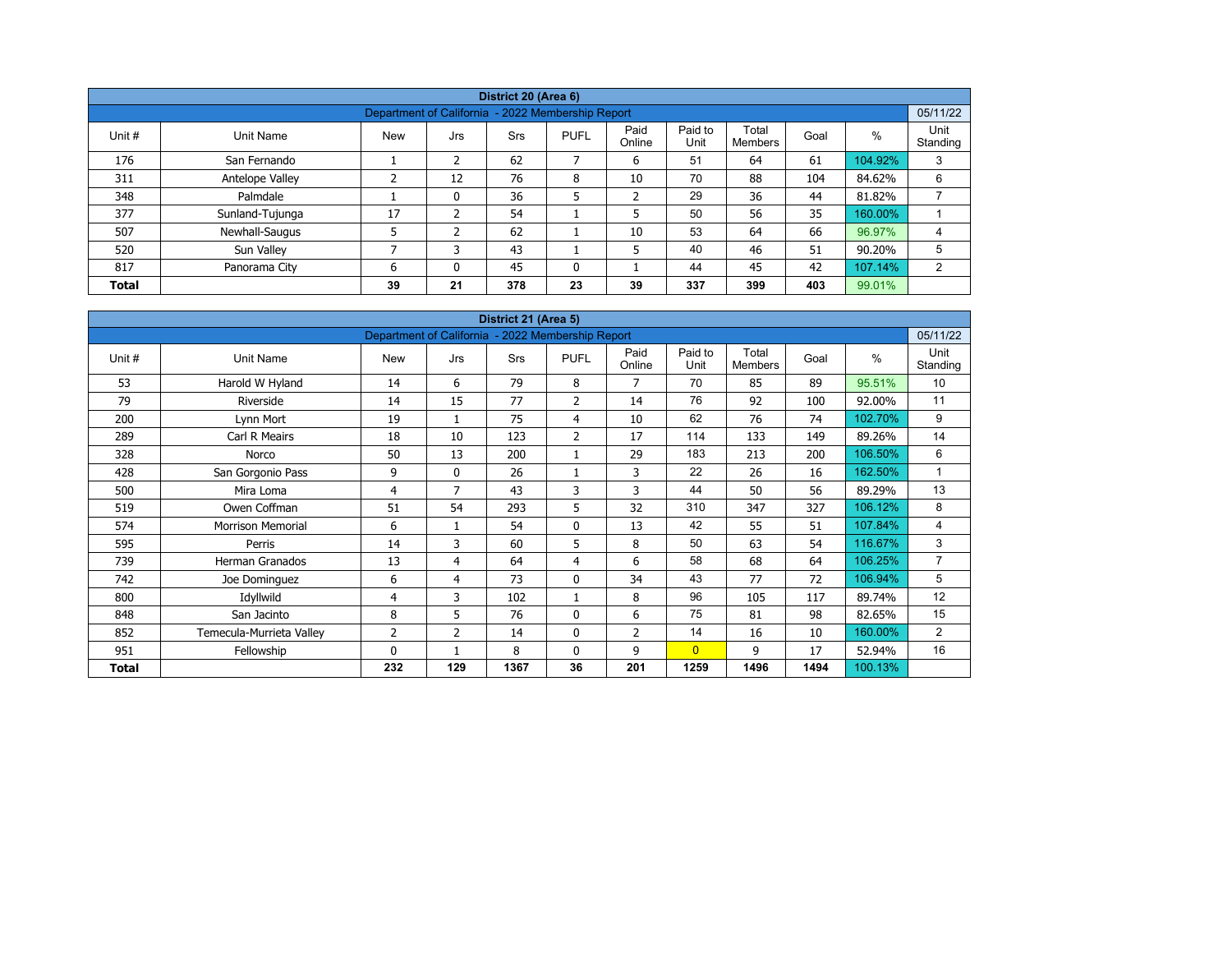| District 20 (Area 6) | | | | | | | | | | | |
|---|---|---|---|---|---|---|---|---|---|---|---|
| Department of California - 2022 Membership Report | | | | | | | | | | | 05/11/22 |
| Unit # | Unit Name | New | Jrs | Srs | PUFL | Paid Online | Paid to Unit | Total Members | Goal | % | Unit Standing |
| 176 | San Fernando | 1 | 2 | 62 | 7 | 6 | 51 | 64 | 61 | 104.92% | 3 |
| 311 | Antelope Valley | 2 | 12 | 76 | 8 | 10 | 70 | 88 | 104 | 84.62% | 6 |
| 348 | Palmdale | 1 | 0 | 36 | 5 | 2 | 29 | 36 | 44 | 81.82% | 7 |
| 377 | Sunland-Tujunga | 17 | 2 | 54 | 1 | 5 | 50 | 56 | 35 | 160.00% | 1 |
| 507 | Newhall-Saugus | 5 | 2 | 62 | 1 | 10 | 53 | 64 | 66 | 96.97% | 4 |
| 520 | Sun Valley | 7 | 3 | 43 | 1 | 5 | 40 | 46 | 51 | 90.20% | 5 |
| 817 | Panorama City | 6 | 0 | 45 | 0 | 1 | 44 | 45 | 42 | 107.14% | 2 |
| **Total** | | **39** | **21** | **378** | **23** | **39** | **337** | **399** | **403** | 99.01% | |

| District 21 (Area 5) | | | | | | | | | | | |
|---|---|---|---|---|---|---|---|---|---|---|---|
| Department of California - 2022 Membership Report | | | | | | | | | | | 05/11/22 |
| Unit # | Unit Name | New | Jrs | Srs | PUFL | Paid Online | Paid to Unit | Total Members | Goal | % | Unit Standing |
| 53 | Harold W Hyland | 14 | 6 | 79 | 8 | 7 | 70 | 85 | 89 | 95.51% | 10 |
| 79 | Riverside | 14 | 15 | 77 | 2 | 14 | 76 | 92 | 100 | 92.00% | 11 |
| 200 | Lynn Mort | 19 | 1 | 75 | 4 | 10 | 62 | 76 | 74 | 102.70% | 9 |
| 289 | Carl R Meairs | 18 | 10 | 123 | 2 | 17 | 114 | 133 | 149 | 89.26% | 14 |
| 328 | Norco | 50 | 13 | 200 | 1 | 29 | 183 | 213 | 200 | 106.50% | 6 |
| 428 | San Gorgonio Pass | 9 | 0 | 26 | 1 | 3 | 22 | 26 | 16 | 162.50% | 1 |
| 500 | Mira Loma | 4 | 7 | 43 | 3 | 3 | 44 | 50 | 56 | 89.29% | 13 |
| 519 | Owen Coffman | 51 | 54 | 293 | 5 | 32 | 310 | 347 | 327 | 106.12% | 8 |
| 574 | Morrison Memorial | 6 | 1 | 54 | 0 | 13 | 42 | 55 | 51 | 107.84% | 4 |
| 595 | Perris | 14 | 3 | 60 | 5 | 8 | 50 | 63 | 54 | 116.67% | 3 |
| 739 | Herman Granados | 13 | 4 | 64 | 4 | 6 | 58 | 68 | 64 | 106.25% | 7 |
| 742 | Joe Dominguez | 6 | 4 | 73 | 0 | 34 | 43 | 77 | 72 | 106.94% | 5 |
| 800 | Idyllwild | 4 | 3 | 102 | 1 | 8 | 96 | 105 | 117 | 89.74% | 12 |
| 848 | San Jacinto | 8 | 5 | 76 | 0 | 6 | 75 | 81 | 98 | 82.65% | 15 |
| 852 | Temecula-Murrieta Valley | 2 | 2 | 14 | 0 | 2 | 14 | 16 | 10 | 160.00% | 2 |
| 951 | Fellowship | 0 | 1 | 8 | 0 | 9 | 0 | 9 | 17 | 52.94% | 16 |
| **Total** | | **232** | **129** | **1367** | **36** | **201** | **1259** | **1496** | **1494** | 100.13% | |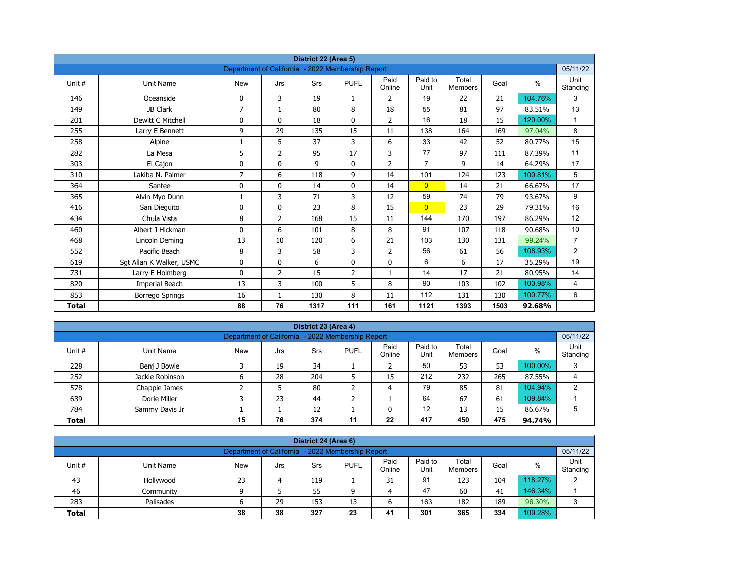## District 22 (Area 5)

Department of California - 2022 Membership Report — 05/11/22

| Unit # | Unit Name | New | Jrs | Srs | PUFL | Paid Online | Paid to Unit | Total Members | Goal | % | Unit Standing |
|---|---|---|---|---|---|---|---|---|---|---|---|
| 146 | Oceanside | 0 | 3 | 19 | 1 | 2 | 19 | 22 | 21 | 104.76% | 3 |
| 149 | JB Clark | 7 | 1 | 80 | 8 | 18 | 55 | 81 | 97 | 83.51% | 13 |
| 201 | Dewitt C Mitchell | 0 | 0 | 18 | 0 | 2 | 16 | 18 | 15 | 120.00% | 1 |
| 255 | Larry E Bennett | 9 | 29 | 135 | 15 | 11 | 138 | 164 | 169 | 97.04% | 8 |
| 258 | Alpine | 1 | 5 | 37 | 3 | 6 | 33 | 42 | 52 | 80.77% | 15 |
| 282 | La Mesa | 5 | 2 | 95 | 17 | 3 | 77 | 97 | 111 | 87.39% | 11 |
| 303 | El Cajon | 0 | 0 | 9 | 0 | 2 | 7 | 9 | 14 | 64.29% | 17 |
| 310 | Lakiba N. Palmer | 7 | 6 | 118 | 9 | 14 | 101 | 124 | 123 | 100.81% | 5 |
| 364 | Santee | 0 | 0 | 14 | 0 | 14 | 0 | 14 | 21 | 66.67% | 17 |
| 365 | Alvin Myo Dunn | 1 | 3 | 71 | 3 | 12 | 59 | 74 | 79 | 93.67% | 9 |
| 416 | San Dieguito | 0 | 0 | 23 | 8 | 15 | 0 | 23 | 29 | 79.31% | 16 |
| 434 | Chula Vista | 8 | 2 | 168 | 15 | 11 | 144 | 170 | 197 | 86.29% | 12 |
| 460 | Albert J Hickman | 0 | 6 | 101 | 8 | 8 | 91 | 107 | 118 | 90.68% | 10 |
| 468 | Lincoln Deming | 13 | 10 | 120 | 6 | 21 | 103 | 130 | 131 | 99.24% | 7 |
| 552 | Pacific Beach | 8 | 3 | 58 | 3 | 2 | 56 | 61 | 56 | 108.93% | 2 |
| 619 | Sgt Allan K Walker, USMC | 0 | 0 | 6 | 0 | 0 | 6 | 6 | 17 | 35.29% | 19 |
| 731 | Larry E Holmberg | 0 | 2 | 15 | 2 | 1 | 14 | 17 | 21 | 80.95% | 14 |
| 820 | Imperial Beach | 13 | 3 | 100 | 5 | 8 | 90 | 103 | 102 | 100.98% | 4 |
| 853 | Borrego Springs | 16 | 1 | 130 | 8 | 11 | 112 | 131 | 130 | 100.77% | 6 |
| **Total** | | **88** | **76** | **1317** | **111** | **161** | **1121** | **1393** | **1503** | **92.68%** | |

## District 23 (Area 4)

Department of California - 2022 Membership Report — 05/11/22

| Unit # | Unit Name | New | Jrs | Srs | PUFL | Paid Online | Paid to Unit | Total Members | Goal | % | Unit Standing |
|---|---|---|---|---|---|---|---|---|---|---|---|
| 228 | Benj J Bowie | 3 | 19 | 34 | 1 | 2 | 50 | 53 | 53 | 100.00% | 3 |
| 252 | Jackie Robinson | 6 | 28 | 204 | 5 | 15 | 212 | 232 | 265 | 87.55% | 4 |
| 578 | Chappie James | 2 | 5 | 80 | 2 | 4 | 79 | 85 | 81 | 104.94% | 2 |
| 639 | Dorie Miller | 3 | 23 | 44 | 2 | 1 | 64 | 67 | 61 | 109.84% | 1 |
| 784 | Sammy Davis Jr | 1 | 1 | 12 | 1 | 0 | 12 | 13 | 15 | 86.67% | 5 |
| **Total** | | **15** | **76** | **374** | **11** | **22** | **417** | **450** | **475** | **94.74%** | |

## District 24 (Area 6)

Department of California - 2022 Membership Report — 05/11/22

| Unit # | Unit Name | New | Jrs | Srs | PUFL | Paid Online | Paid to Unit | Total Members | Goal | % | Unit Standing |
|---|---|---|---|---|---|---|---|---|---|---|---|
| 43 | Hollywood | 23 | 4 | 119 | 1 | 31 | 91 | 123 | 104 | 118.27% | 2 |
| 46 | Community | 9 | 5 | 55 | 9 | 4 | 47 | 60 | 41 | 146.34% | 1 |
| 283 | Palisades | 6 | 29 | 153 | 13 | 6 | 163 | 182 | 189 | 96.30% | 3 |
| **Total** | | **38** | **38** | **327** | **23** | **41** | **301** | **365** | **334** | **109.28%** | |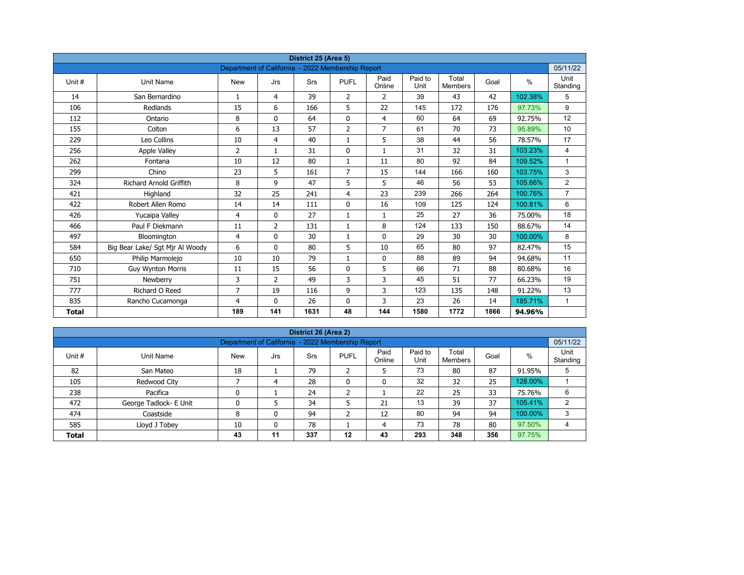| District 25 (Area 5) | | | | | | | | | | | |
|---|---|---|---|---|---|---|---|---|---|---|---|
| Department of California - 2022 Membership Report | | | | | | | | | | | 05/11/22 |
| Unit # | Unit Name | New | Jrs | Srs | PUFL | Paid Online | Paid to Unit | Total Members | Goal | % | Unit Standing |
| 14 | San Bernardino | 1 | 4 | 39 | 2 | 2 | 39 | 43 | 42 | 102.38% | 5 |
| 106 | Redlands | 15 | 6 | 166 | 5 | 22 | 145 | 172 | 176 | 97.73% | 9 |
| 112 | Ontario | 8 | 0 | 64 | 0 | 4 | 60 | 64 | 69 | 92.75% | 12 |
| 155 | Colton | 6 | 13 | 57 | 2 | 7 | 61 | 70 | 73 | 95.89% | 10 |
| 229 | Leo Collins | 10 | 4 | 40 | 1 | 5 | 38 | 44 | 56 | 78.57% | 17 |
| 256 | Apple Valley | 2 | 1 | 31 | 0 | 1 | 31 | 32 | 31 | 103.23% | 4 |
| 262 | Fontana | 10 | 12 | 80 | 1 | 11 | 80 | 92 | 84 | 109.52% | 1 |
| 299 | Chino | 23 | 5 | 161 | 7 | 15 | 144 | 166 | 160 | 103.75% | 3 |
| 324 | Richard Arnold Griffith | 8 | 9 | 47 | 5 | 5 | 46 | 56 | 53 | 105.66% | 2 |
| 421 | Highland | 32 | 25 | 241 | 4 | 23 | 239 | 266 | 264 | 100.76% | 7 |
| 422 | Robert Allen Romo | 14 | 14 | 111 | 0 | 16 | 109 | 125 | 124 | 100.81% | 6 |
| 426 | Yucaipa Valley | 4 | 0 | 27 | 1 | 1 | 25 | 27 | 36 | 75.00% | 18 |
| 466 | Paul F Diekmann | 11 | 2 | 131 | 1 | 8 | 124 | 133 | 150 | 88.67% | 14 |
| 497 | Bloomington | 4 | 0 | 30 | 1 | 0 | 29 | 30 | 30 | 100.00% | 8 |
| 584 | Big Bear Lake/ Sgt Mjr Al Woody | 6 | 0 | 80 | 5 | 10 | 65 | 80 | 97 | 82.47% | 15 |
| 650 | Philip Marmolejo | 10 | 10 | 79 | 1 | 0 | 88 | 89 | 94 | 94.68% | 11 |
| 710 | Guy Wynton Morris | 11 | 15 | 56 | 0 | 5 | 66 | 71 | 88 | 80.68% | 16 |
| 751 | Newberry | 3 | 2 | 49 | 3 | 3 | 45 | 51 | 77 | 66.23% | 19 |
| 777 | Richard O Reed | 7 | 19 | 116 | 9 | 3 | 123 | 135 | 148 | 91.22% | 13 |
| 835 | Rancho Cucamonga | 4 | 0 | 26 | 0 | 3 | 23 | 26 | 14 | 185.71% | 1 |
| **Total** | | **189** | **141** | **1631** | **48** | **144** | **1580** | **1772** | **1866** | **94.96%** | |

| District 26 (Area 2) | | | | | | | | | | | |
|---|---|---|---|---|---|---|---|---|---|---|---|
| Department of California - 2022 Membership Report | | | | | | | | | | | 05/11/22 |
| Unit # | Unit Name | New | Jrs | Srs | PUFL | Paid Online | Paid to Unit | Total Members | Goal | % | Unit Standing |
| 82 | San Mateo | 18 | 1 | 79 | 2 | 5 | 73 | 80 | 87 | 91.95% | 5 |
| 105 | Redwood City | 7 | 4 | 28 | 0 | 0 | 32 | 32 | 25 | 128.00% | 1 |
| 238 | Pacifica | 0 | 1 | 24 | 2 | 1 | 22 | 25 | 33 | 75.76% | 6 |
| 472 | George Tadlock- E Unit | 0 | 5 | 34 | 5 | 21 | 13 | 39 | 37 | 105.41% | 2 |
| 474 | Coastside | 8 | 0 | 94 | 2 | 12 | 80 | 94 | 94 | 100.00% | 3 |
| 585 | Lloyd J Tobey | 10 | 0 | 78 | 1 | 4 | 73 | 78 | 80 | 97.50% | 4 |
| **Total** | | **43** | **11** | **337** | **12** | **43** | **293** | **348** | **356** | 97.75% | |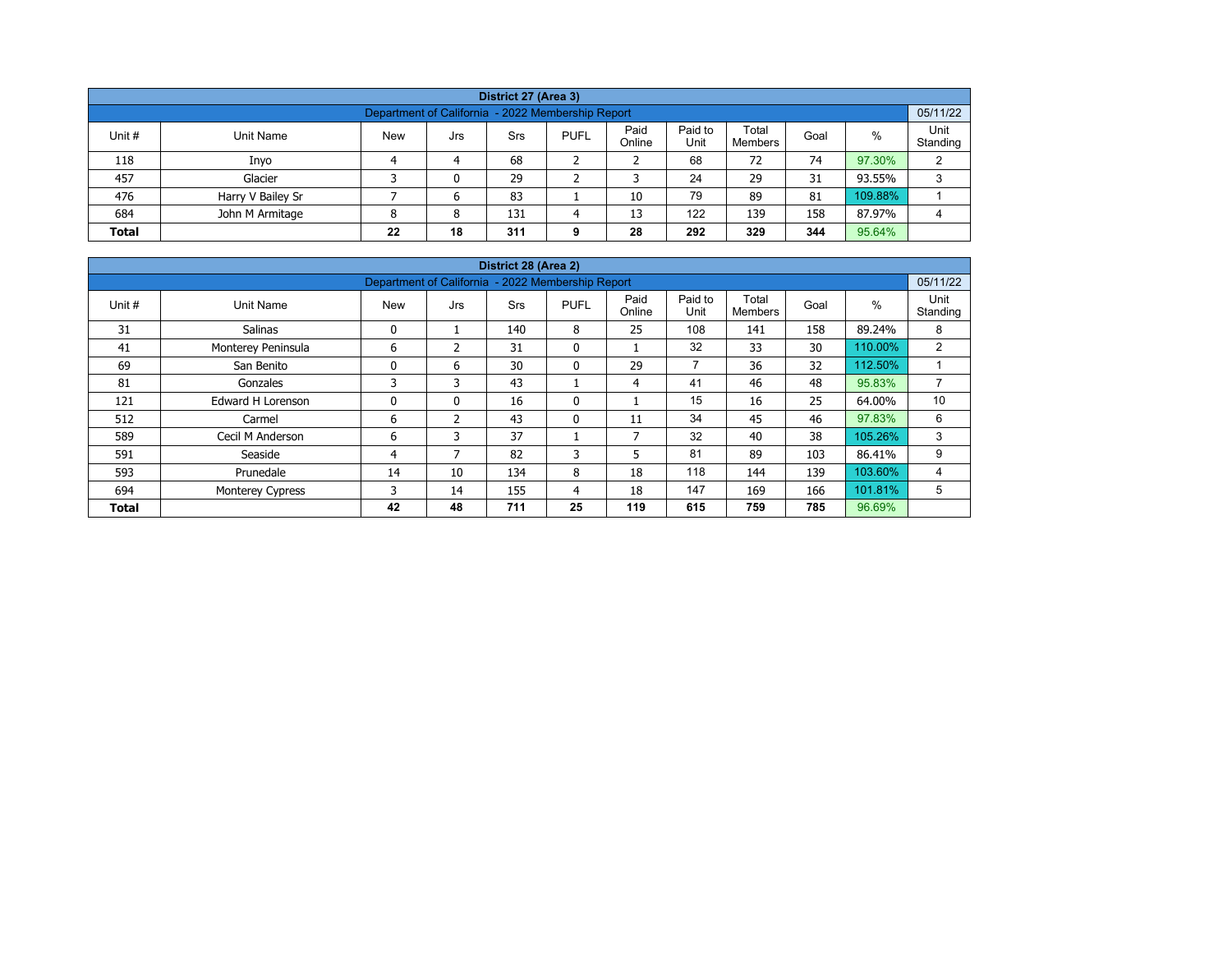| District 27 (Area 3) | | | | | | | | | | |
|---|---|---|---|---|---|---|---|---|---|---|
| Department of California - 2022 Membership Report | | | | | | | | | | 05/11/22 |
| Unit # | Unit Name | New | Jrs | Srs | PUFL | Paid Online | Paid to Unit | Total Members | Goal | % | Unit Standing |
| 118 | Inyo | 4 | 4 | 68 | 2 | 2 | 68 | 72 | 74 | 97.30% | 2 |
| 457 | Glacier | 3 | 0 | 29 | 2 | 3 | 24 | 29 | 31 | 93.55% | 3 |
| 476 | Harry V Bailey Sr | 7 | 6 | 83 | 1 | 10 | 79 | 89 | 81 | 109.88% | 1 |
| 684 | John M Armitage | 8 | 8 | 131 | 4 | 13 | 122 | 139 | 158 | 87.97% | 4 |
| **Total** | | **22** | **18** | **311** | **9** | **28** | **292** | **329** | **344** | 95.64% | |

| District 28 (Area 2) | | | | | | | | | | | |
|---|---|---|---|---|---|---|---|---|---|---|---|
| Department of California - 2022 Membership Report | | | | | | | | | | | 05/11/22 |
| Unit # | Unit Name | New | Jrs | Srs | PUFL | Paid Online | Paid to Unit | Total Members | Goal | % | Unit Standing |
| 31 | Salinas | 0 | 1 | 140 | 8 | 25 | 108 | 141 | 158 | 89.24% | 8 |
| 41 | Monterey Peninsula | 6 | 2 | 31 | 0 | 1 | 32 | 33 | 30 | 110.00% | 2 |
| 69 | San Benito | 0 | 6 | 30 | 0 | 29 | 7 | 36 | 32 | 112.50% | 1 |
| 81 | Gonzales | 3 | 3 | 43 | 1 | 4 | 41 | 46 | 48 | 95.83% | 7 |
| 121 | Edward H Lorenson | 0 | 0 | 16 | 0 | 1 | 15 | 16 | 25 | 64.00% | 10 |
| 512 | Carmel | 6 | 2 | 43 | 0 | 11 | 34 | 45 | 46 | 97.83% | 6 |
| 589 | Cecil M Anderson | 6 | 3 | 37 | 1 | 7 | 32 | 40 | 38 | 105.26% | 3 |
| 591 | Seaside | 4 | 7 | 82 | 3 | 5 | 81 | 89 | 103 | 86.41% | 9 |
| 593 | Prunedale | 14 | 10 | 134 | 8 | 18 | 118 | 144 | 139 | 103.60% | 4 |
| 694 | Monterey Cypress | 3 | 14 | 155 | 4 | 18 | 147 | 169 | 166 | 101.81% | 5 |
| **Total** | | **42** | **48** | **711** | **25** | **119** | **615** | **759** | **785** | 96.69% | |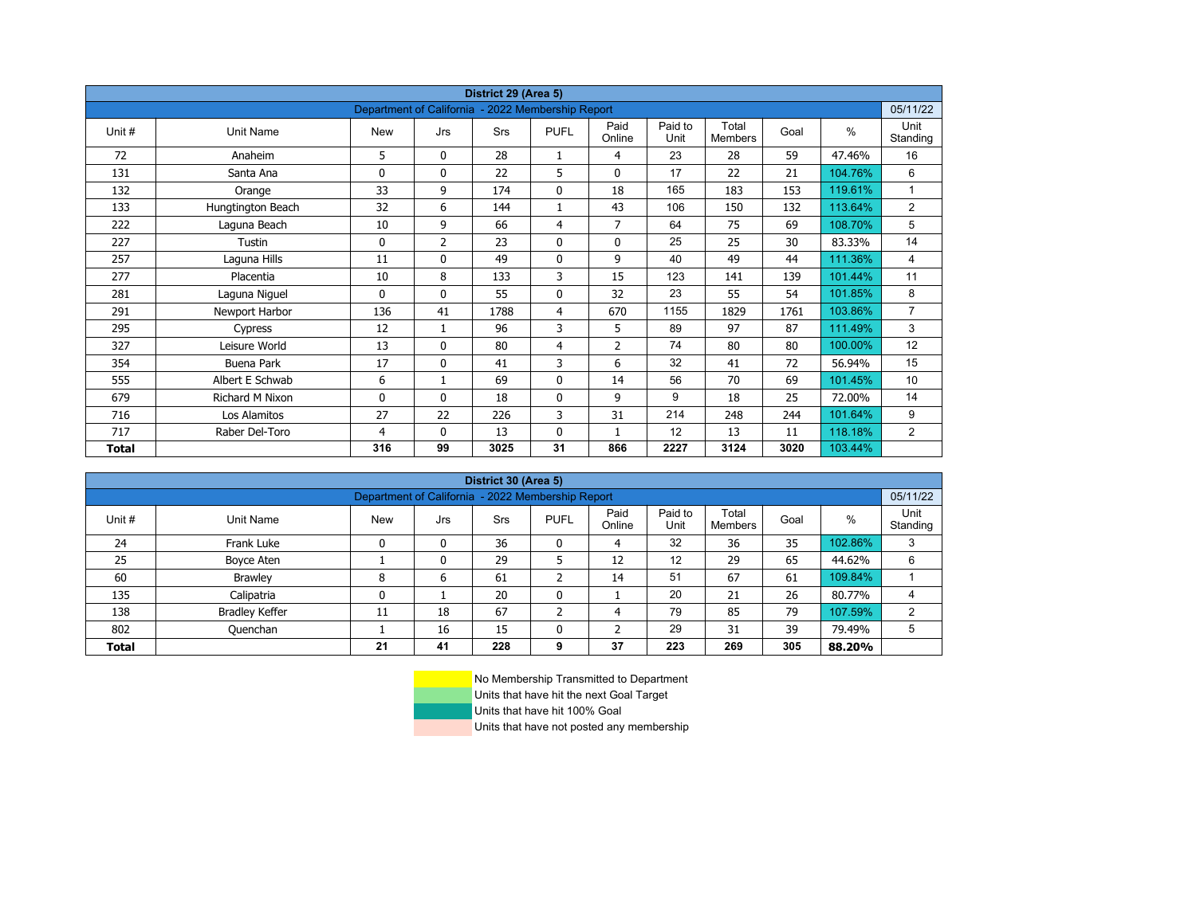| District 29 (Area 5) | | | | | | | | | | | |
|---|---|---|---|---|---|---|---|---|---|---|---|
| Department of California - 2022 Membership Report | | | | | | | | | | | 05/11/22 |
| Unit # | Unit Name | New | Jrs | Srs | PUFL | Paid Online | Paid to Unit | Total Members | Goal | % | Unit Standing |
| 72 | Anaheim | 5 | 0 | 28 | 1 | 4 | 23 | 28 | 59 | 47.46% | 16 |
| 131 | Santa Ana | 0 | 0 | 22 | 5 | 0 | 17 | 22 | 21 | 104.76% | 6 |
| 132 | Orange | 33 | 9 | 174 | 0 | 18 | 165 | 183 | 153 | 119.61% | 1 |
| 133 | Hungtington Beach | 32 | 6 | 144 | 1 | 43 | 106 | 150 | 132 | 113.64% | 2 |
| 222 | Laguna Beach | 10 | 9 | 66 | 4 | 7 | 64 | 75 | 69 | 108.70% | 5 |
| 227 | Tustin | 0 | 2 | 23 | 0 | 0 | 25 | 25 | 30 | 83.33% | 14 |
| 257 | Laguna Hills | 11 | 0 | 49 | 0 | 9 | 40 | 49 | 44 | 111.36% | 4 |
| 277 | Placentia | 10 | 8 | 133 | 3 | 15 | 123 | 141 | 139 | 101.44% | 11 |
| 281 | Laguna Niguel | 0 | 0 | 55 | 0 | 32 | 23 | 55 | 54 | 101.85% | 8 |
| 291 | Newport Harbor | 136 | 41 | 1788 | 4 | 670 | 1155 | 1829 | 1761 | 103.86% | 7 |
| 295 | Cypress | 12 | 1 | 96 | 3 | 5 | 89 | 97 | 87 | 111.49% | 3 |
| 327 | Leisure World | 13 | 0 | 80 | 4 | 2 | 74 | 80 | 80 | 100.00% | 12 |
| 354 | Buena Park | 17 | 0 | 41 | 3 | 6 | 32 | 41 | 72 | 56.94% | 15 |
| 555 | Albert E Schwab | 6 | 1 | 69 | 0 | 14 | 56 | 70 | 69 | 101.45% | 10 |
| 679 | Richard M Nixon | 0 | 0 | 18 | 0 | 9 | 9 | 18 | 25 | 72.00% | 14 |
| 716 | Los Alamitos | 27 | 22 | 226 | 3 | 31 | 214 | 248 | 244 | 101.64% | 9 |
| 717 | Raber Del-Toro | 4 | 0 | 13 | 0 | 1 | 12 | 13 | 11 | 118.18% | 2 |
| **Total** | | **316** | **99** | **3025** | **31** | **866** | **2227** | **3124** | **3020** | **103.44%** | |

| District 30 (Area 5) | | | | | | | | | | | |
|---|---|---|---|---|---|---|---|---|---|---|---|
| Department of California - 2022 Membership Report | | | | | | | | | | | 05/11/22 |
| Unit # | Unit Name | New | Jrs | Srs | PUFL | Paid Online | Paid to Unit | Total Members | Goal | % | Unit Standing |
| 24 | Frank Luke | 0 | 0 | 36 | 0 | 4 | 32 | 36 | 35 | 102.86% | 3 |
| 25 | Boyce Aten | 1 | 0 | 29 | 5 | 12 | 12 | 29 | 65 | 44.62% | 6 |
| 60 | Brawley | 8 | 6 | 61 | 2 | 14 | 51 | 67 | 61 | 109.84% | 1 |
| 135 | Calipatria | 0 | 1 | 20 | 0 | 1 | 20 | 21 | 26 | 80.77% | 4 |
| 138 | Bradley Keffer | 11 | 18 | 67 | 2 | 4 | 79 | 85 | 79 | 107.59% | 2 |
| 802 | Quenchan | 1 | 16 | 15 | 0 | 2 | 29 | 31 | 39 | 79.49% | 5 |
| **Total** | | **21** | **41** | **228** | **9** | **37** | **223** | **269** | **305** | **88.20%** | |

No Membership Transmitted to Department

Units that have hit the next Goal Target

Units that have hit 100% Goal

Units that have not posted any membership